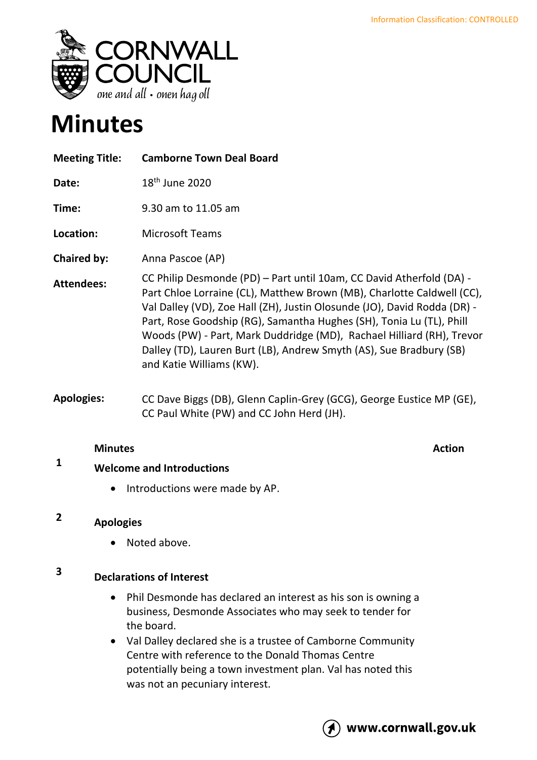Information Classification: CONTROLLED

CORNWALL COUNCIL

*one and all • onen hag oll*

# Minutes

| | |
|---|---|
| **Meeting Title:** | **Camborne Town Deal Board** |
| **Date:** | 18th June 2020 |
| **Time:** | 9.30 am to 11.05 am |
| **Location:** | Microsoft Teams |
| **Chaired by:** | Anna Pascoe (AP) |
| **Attendees:** | CC Philip Desmonde (PD) – Part until 10am, CC David Atherfold (DA) - Part Chloe Lorraine (CL), Matthew Brown (MB), Charlotte Caldwell (CC), Val Dalley (VD), Zoe Hall (ZH), Justin Olosunde (JO), David Rodda (DR) - Part, Rose Goodship (RG), Samantha Hughes (SH), Tonia Lu (TL), Phill Woods (PW) - Part, Mark Duddridge (MD), Rachael Hilliard (RH), Trevor Dalley (TD), Lauren Burt (LB), Andrew Smyth (AS), Sue Bradbury (SB) and Katie Williams (KW). |
| **Apologies:** | CC Dave Biggs (DB), Glenn Caplin-Grey (GCG), George Eustice MP (GE), CC Paul White (PW) and CC John Herd (JH). |

**Minutes** **Action**

**1 Welcome and Introductions**

- Introductions were made by AP.

**2 Apologies**

- Noted above.

**3 Declarations of Interest**

- Phil Desmonde has declared an interest as his son is owning a business, Desmonde Associates who may seek to tender for the board.
- Val Dalley declared she is a trustee of Camborne Community Centre with reference to the Donald Thomas Centre potentially being a town investment plan. Val has noted this was not an pecuniary interest.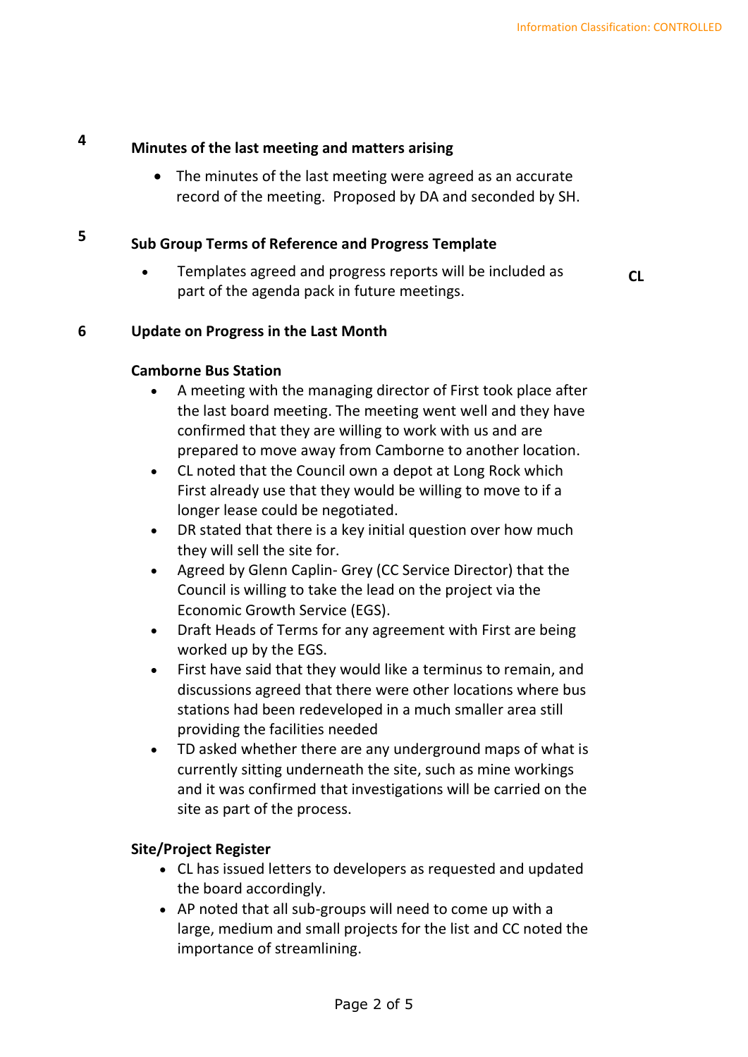**4** **Minutes of the last meeting and matters arising**

- The minutes of the last meeting were agreed as an accurate record of the meeting. Proposed by DA and seconded by SH.

**5** **Sub Group Terms of Reference and Progress Template**

- Templates agreed and progress reports will be included as part of the agenda pack in future meetings. **CL**

**6** **Update on Progress in the Last Month**

**Camborne Bus Station**

- A meeting with the managing director of First took place after the last board meeting. The meeting went well and they have confirmed that they are willing to work with us and are prepared to move away from Camborne to another location.
- CL noted that the Council own a depot at Long Rock which First already use that they would be willing to move to if a longer lease could be negotiated.
- DR stated that there is a key initial question over how much they will sell the site for.
- Agreed by Glenn Caplin- Grey (CC Service Director) that the Council is willing to take the lead on the project via the Economic Growth Service (EGS).
- Draft Heads of Terms for any agreement with First are being worked up by the EGS.
- First have said that they would like a terminus to remain, and discussions agreed that there were other locations where bus stations had been redeveloped in a much smaller area still providing the facilities needed
- TD asked whether there are any underground maps of what is currently sitting underneath the site, such as mine workings and it was confirmed that investigations will be carried on the site as part of the process.

**Site/Project Register**

- CL has issued letters to developers as requested and updated the board accordingly.
- AP noted that all sub-groups will need to come up with a large, medium and small projects for the list and CC noted the importance of streamlining.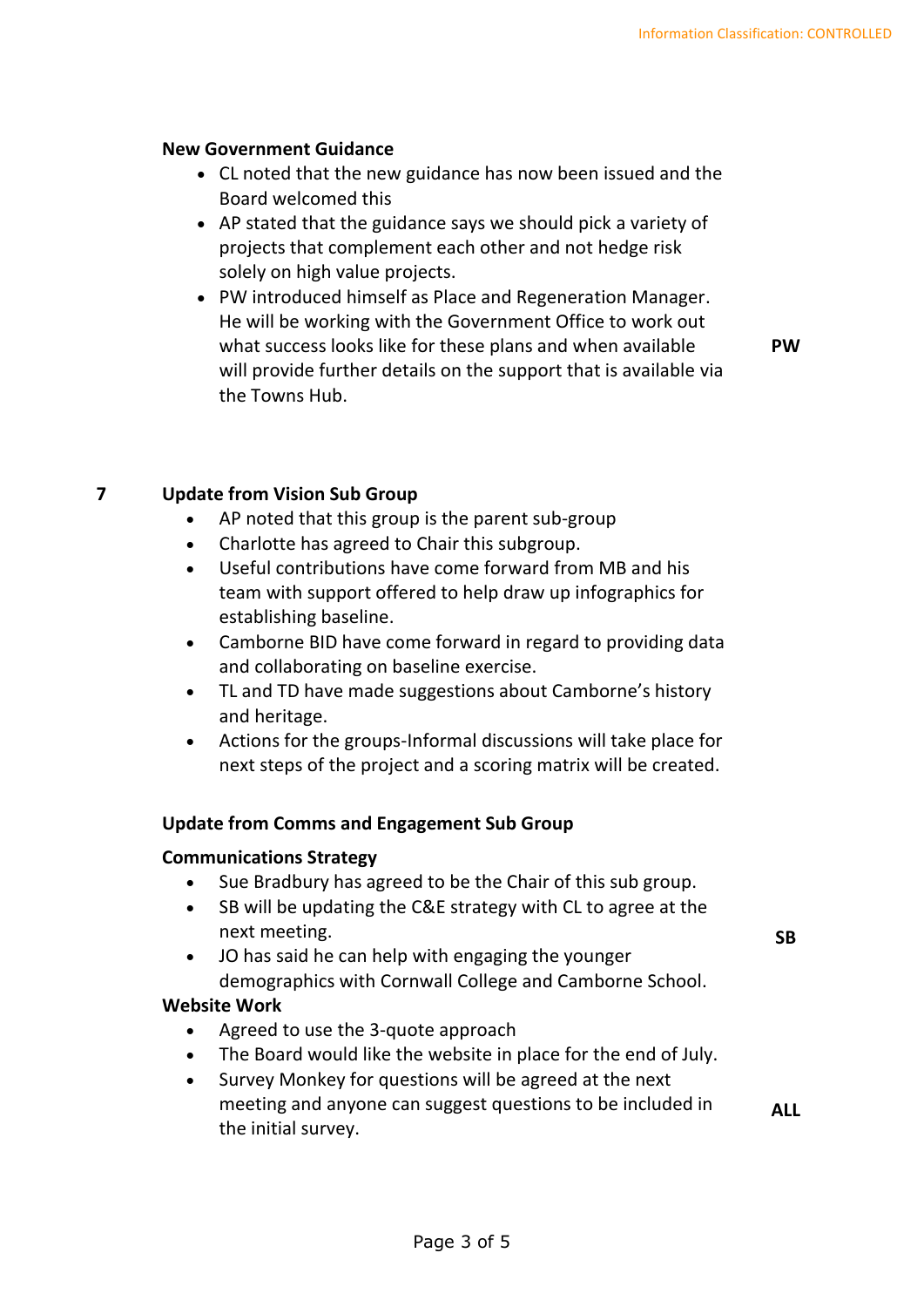**New Government Guidance**

- CL noted that the new guidance has now been issued and the Board welcomed this
- AP stated that the guidance says we should pick a variety of projects that complement each other and not hedge risk solely on high value projects.
- PW introduced himself as Place and Regeneration Manager. He will be working with the Government Office to work out what success looks like for these plans and when available will provide further details on the support that is available via the Towns Hub. **PW**

**7 Update from Vision Sub Group**

- AP noted that this group is the parent sub-group
- Charlotte has agreed to Chair this subgroup.
- Useful contributions have come forward from MB and his team with support offered to help draw up infographics for establishing baseline.
- Camborne BID have come forward in regard to providing data and collaborating on baseline exercise.
- TL and TD have made suggestions about Camborne's history and heritage.
- Actions for the groups-Informal discussions will take place for next steps of the project and a scoring matrix will be created.

**Update from Comms and Engagement Sub Group**

**Communications Strategy**

- Sue Bradbury has agreed to be the Chair of this sub group.
- SB will be updating the C&E strategy with CL to agree at the next meeting. **SB**
- JO has said he can help with engaging the younger demographics with Cornwall College and Camborne School.

**Website Work**

- Agreed to use the 3-quote approach
- The Board would like the website in place for the end of July.
- Survey Monkey for questions will be agreed at the next meeting and anyone can suggest questions to be included in the initial survey. **ALL**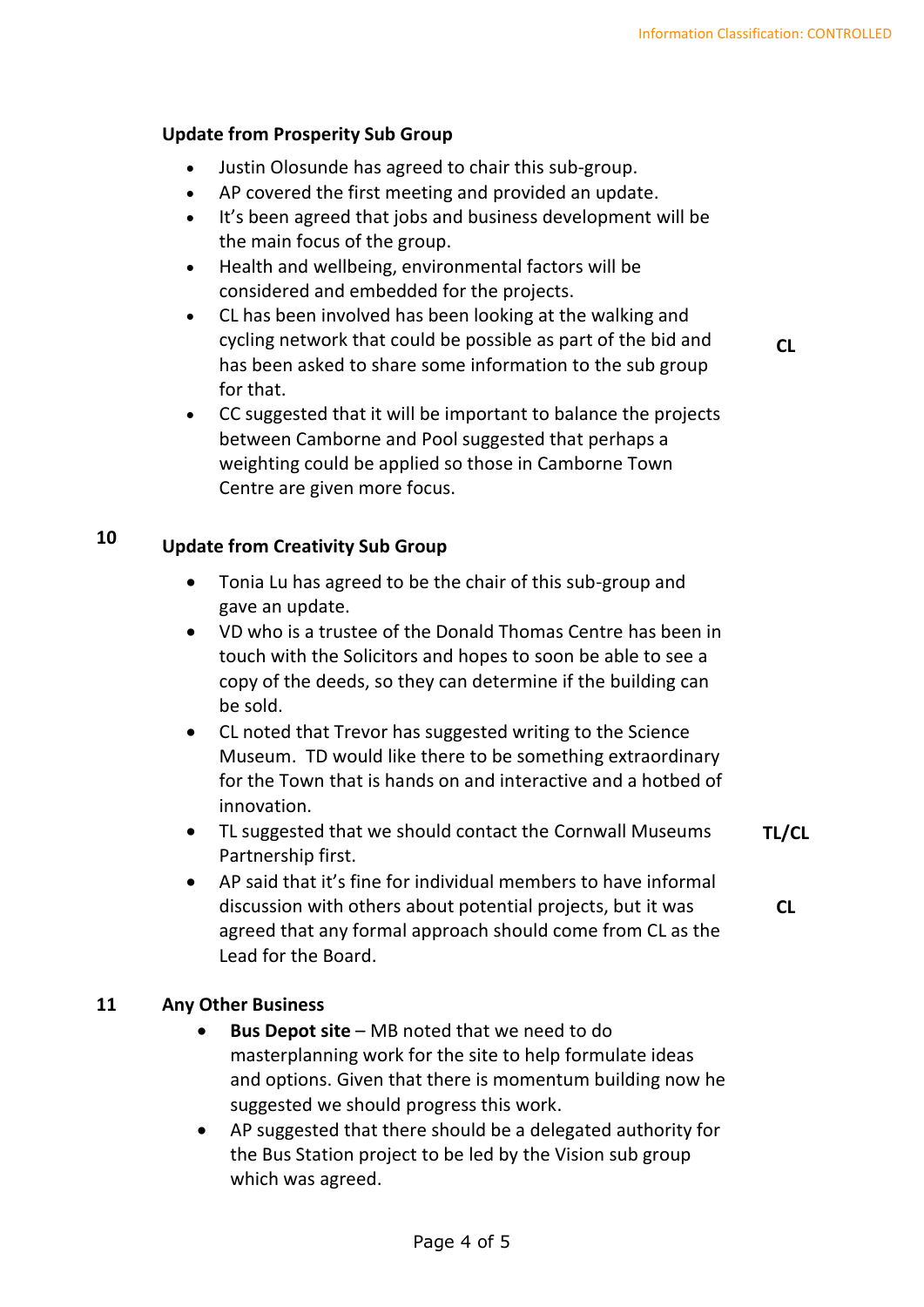### Update from Prosperity Sub Group

- Justin Olosunde has agreed to chair this sub-group.
- AP covered the first meeting and provided an update.
- It's been agreed that jobs and business development will be the main focus of the group.
- Health and wellbeing, environmental factors will be considered and embedded for the projects.
- CL has been involved has been looking at the walking and cycling network that could be possible as part of the bid and has been asked to share some information to the sub group for that. **CL**
- CC suggested that it will be important to balance the projects between Camborne and Pool suggested that perhaps a weighting could be applied so those in Camborne Town Centre are given more focus.

### 10 Update from Creativity Sub Group

- Tonia Lu has agreed to be the chair of this sub-group and gave an update.
- VD who is a trustee of the Donald Thomas Centre has been in touch with the Solicitors and hopes to soon be able to see a copy of the deeds, so they can determine if the building can be sold.
- CL noted that Trevor has suggested writing to the Science Museum. TD would like there to be something extraordinary for the Town that is hands on and interactive and a hotbed of innovation.
- TL suggested that we should contact the Cornwall Museums Partnership first. **TL/CL**
- AP said that it's fine for individual members to have informal discussion with others about potential projects, but it was agreed that any formal approach should come from CL as the Lead for the Board. **CL**

### 11 Any Other Business

- **Bus Depot site** – MB noted that we need to do masterplanning work for the site to help formulate ideas and options. Given that there is momentum building now he suggested we should progress this work.
- AP suggested that there should be a delegated authority for the Bus Station project to be led by the Vision sub group which was agreed.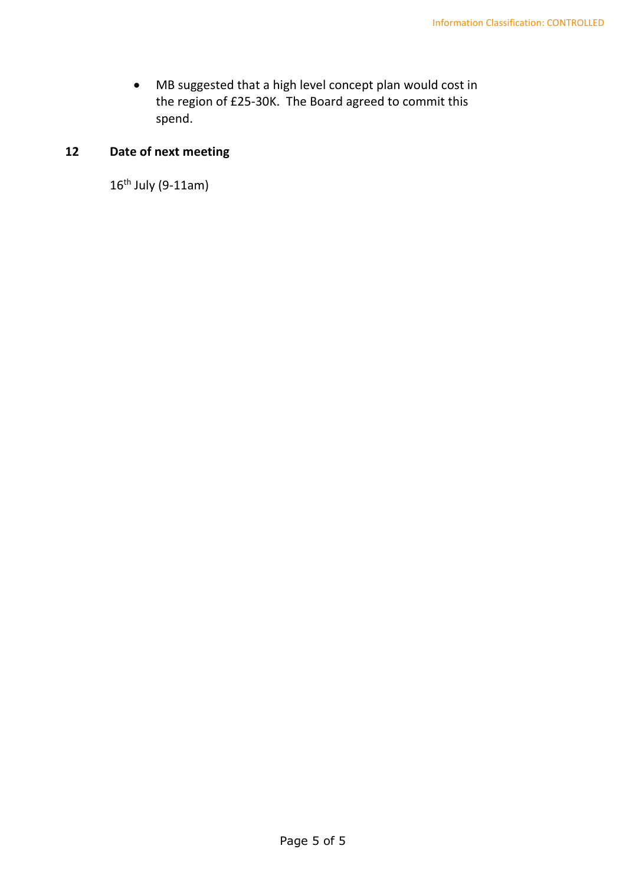- MB suggested that a high level concept plan would cost in the region of £25-30K. The Board agreed to commit this spend.

**12 Date of next meeting**

16th July (9-11am)